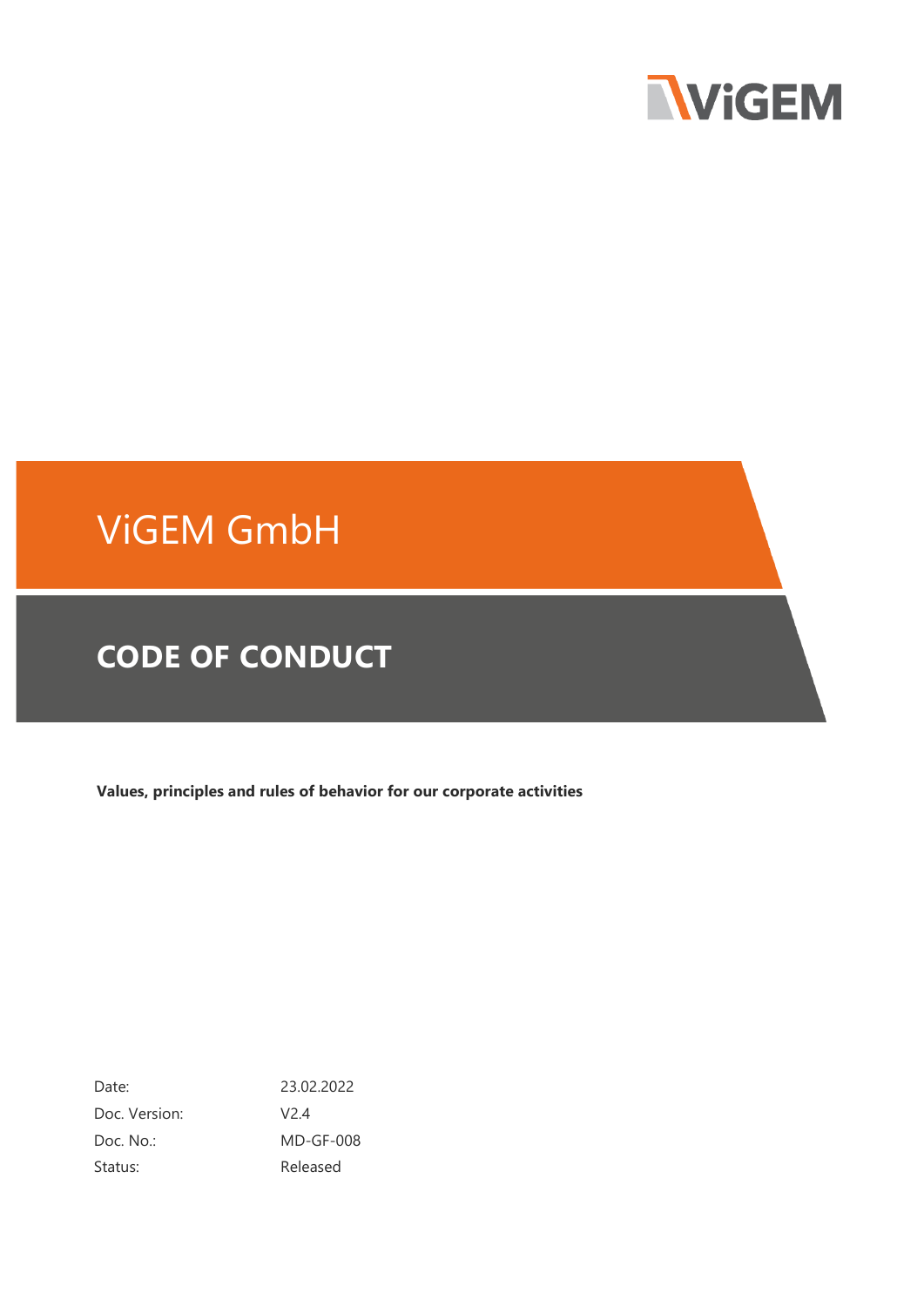ViGEM

# ViGEM GmbH

# CODE OF CONDUCT

**Values, principles and rules of behavior for our corporate activities**

| | |
|---|---|
| Date: | 23.02.2022 |
| Doc. Version: | V2.4 |
| Doc. No.: | MD-GF-008 |
| Status: | Released |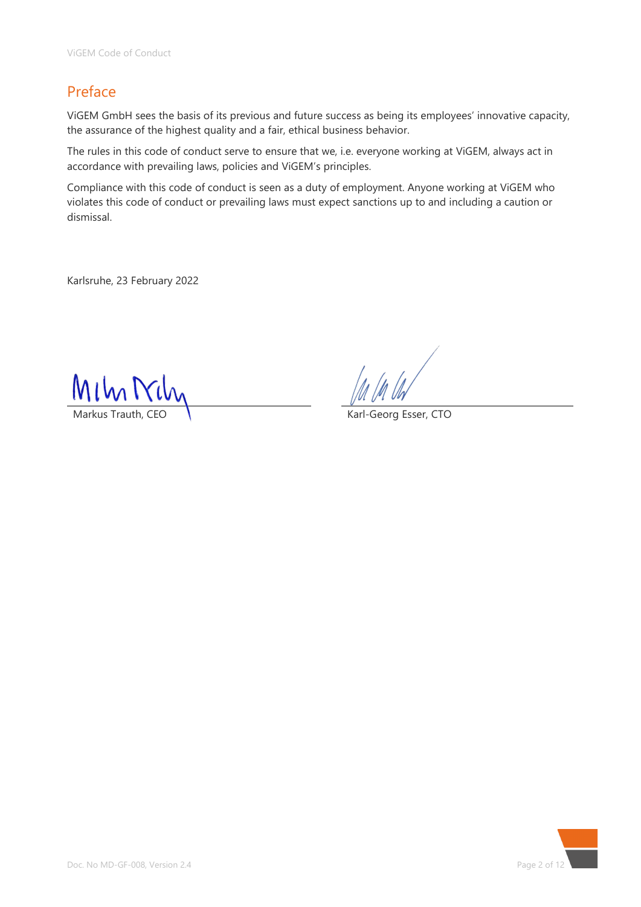## Preface

ViGEM GmbH sees the basis of its previous and future success as being its employees' innovative capacity, the assurance of the highest quality and a fair, ethical business behavior.

The rules in this code of conduct serve to ensure that we, i.e. everyone working at ViGEM, always act in accordance with prevailing laws, policies and ViGEM's principles.

Compliance with this code of conduct is seen as a duty of employment. Anyone working at ViGEM who violates this code of conduct or prevailing laws must expect sanctions up to and including a caution or dismissal.

Karlsruhe, 23 February 2022

Markus Trauth, CEO

Karl-Georg Esser, CTO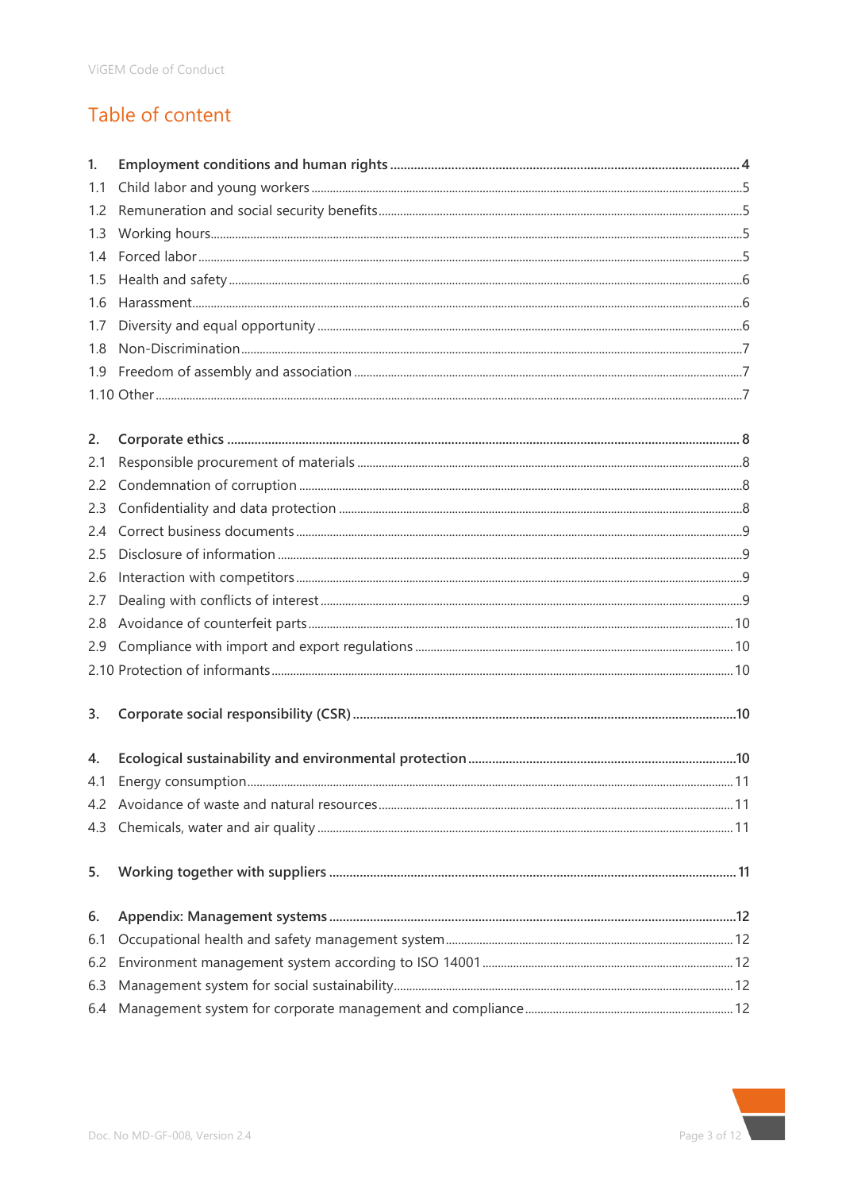# Table of content

| | | |
|---|---|---|
| **1.** | **Employment conditions and human rights** | **4** |
| 1.1 | Child labor and young workers | 5 |
| 1.2 | Remuneration and social security benefits | 5 |
| 1.3 | Working hours | 5 |
| 1.4 | Forced labor | 5 |
| 1.5 | Health and safety | 6 |
| 1.6 | Harassment | 6 |
| 1.7 | Diversity and equal opportunity | 6 |
| 1.8 | Non-Discrimination | 7 |
| 1.9 | Freedom of assembly and association | 7 |
| 1.10 | Other | 7 |
| **2.** | **Corporate ethics** | **8** |
| 2.1 | Responsible procurement of materials | 8 |
| 2.2 | Condemnation of corruption | 8 |
| 2.3 | Confidentiality and data protection | 8 |
| 2.4 | Correct business documents | 9 |
| 2.5 | Disclosure of information | 9 |
| 2.6 | Interaction with competitors | 9 |
| 2.7 | Dealing with conflicts of interest | 9 |
| 2.8 | Avoidance of counterfeit parts | 10 |
| 2.9 | Compliance with import and export regulations | 10 |
| 2.10 | Protection of informants | 10 |
| **3.** | **Corporate social responsibility (CSR)** | **10** |
| **4.** | **Ecological sustainability and environmental protection** | **10** |
| 4.1 | Energy consumption | 11 |
| 4.2 | Avoidance of waste and natural resources | 11 |
| 4.3 | Chemicals, water and air quality | 11 |
| **5.** | **Working together with suppliers** | **11** |
| **6.** | **Appendix: Management systems** | **12** |
| 6.1 | Occupational health and safety management system | 12 |
| 6.2 | Environment management system according to ISO 14001 | 12 |
| 6.3 | Management system for social sustainability | 12 |
| 6.4 | Management system for corporate management and compliance | 12 |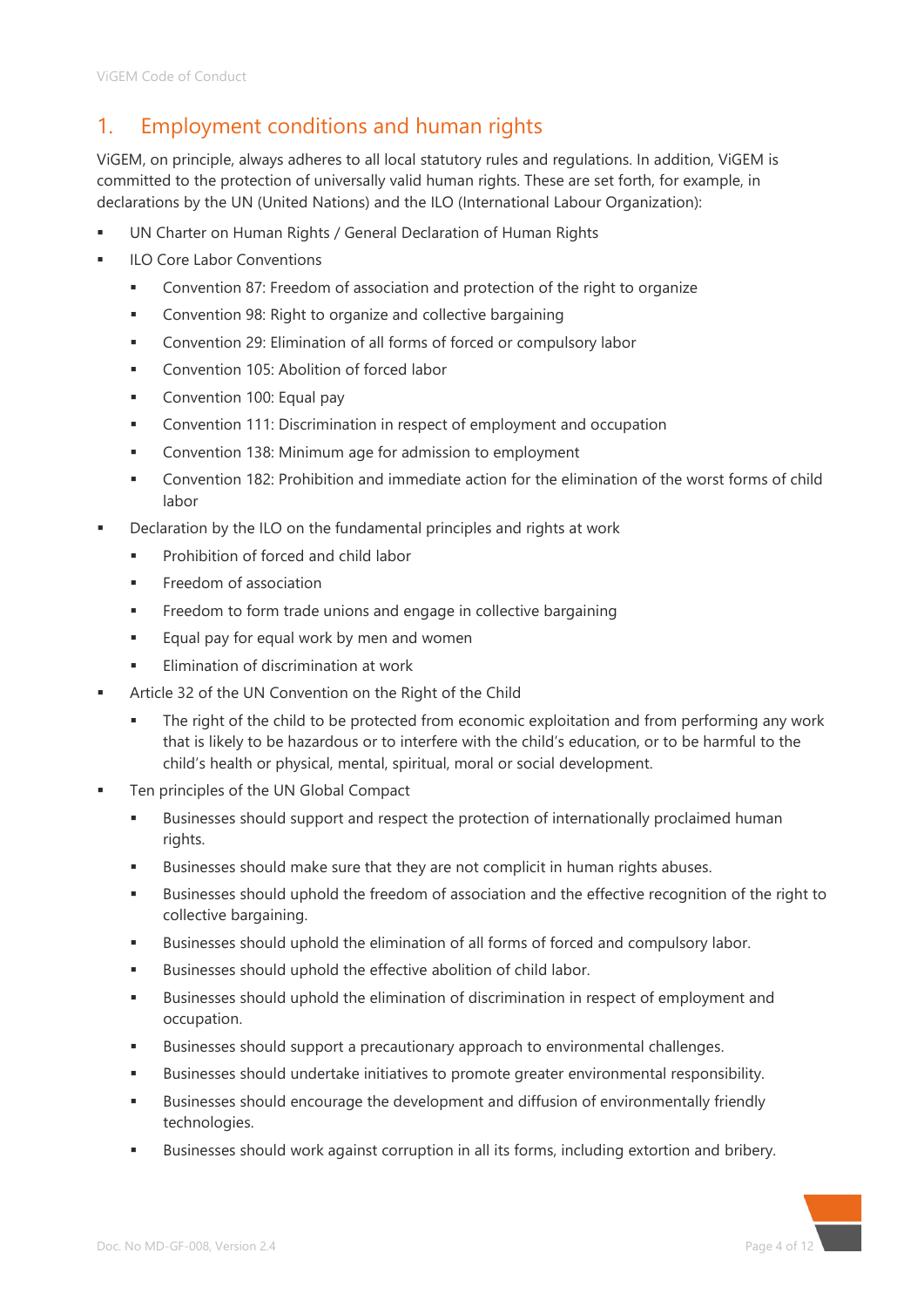## 1. Employment conditions and human rights

ViGEM, on principle, always adheres to all local statutory rules and regulations. In addition, ViGEM is committed to the protection of universally valid human rights. These are set forth, for example, in declarations by the UN (United Nations) and the ILO (International Labour Organization):

- UN Charter on Human Rights / General Declaration of Human Rights
- ILO Core Labor Conventions
  - Convention 87: Freedom of association and protection of the right to organize
  - Convention 98: Right to organize and collective bargaining
  - Convention 29: Elimination of all forms of forced or compulsory labor
  - Convention 105: Abolition of forced labor
  - Convention 100: Equal pay
  - Convention 111: Discrimination in respect of employment and occupation
  - Convention 138: Minimum age for admission to employment
  - Convention 182: Prohibition and immediate action for the elimination of the worst forms of child labor
- Declaration by the ILO on the fundamental principles and rights at work
  - Prohibition of forced and child labor
  - Freedom of association
  - Freedom to form trade unions and engage in collective bargaining
  - Equal pay for equal work by men and women
  - Elimination of discrimination at work
- Article 32 of the UN Convention on the Right of the Child
  - The right of the child to be protected from economic exploitation and from performing any work that is likely to be hazardous or to interfere with the child's education, or to be harmful to the child's health or physical, mental, spiritual, moral or social development.
- Ten principles of the UN Global Compact
  - Businesses should support and respect the protection of internationally proclaimed human rights.
  - Businesses should make sure that they are not complicit in human rights abuses.
  - Businesses should uphold the freedom of association and the effective recognition of the right to collective bargaining.
  - Businesses should uphold the elimination of all forms of forced and compulsory labor.
  - Businesses should uphold the effective abolition of child labor.
  - Businesses should uphold the elimination of discrimination in respect of employment and occupation.
  - Businesses should support a precautionary approach to environmental challenges.
  - Businesses should undertake initiatives to promote greater environmental responsibility.
  - Businesses should encourage the development and diffusion of environmentally friendly technologies.
  - Businesses should work against corruption in all its forms, including extortion and bribery.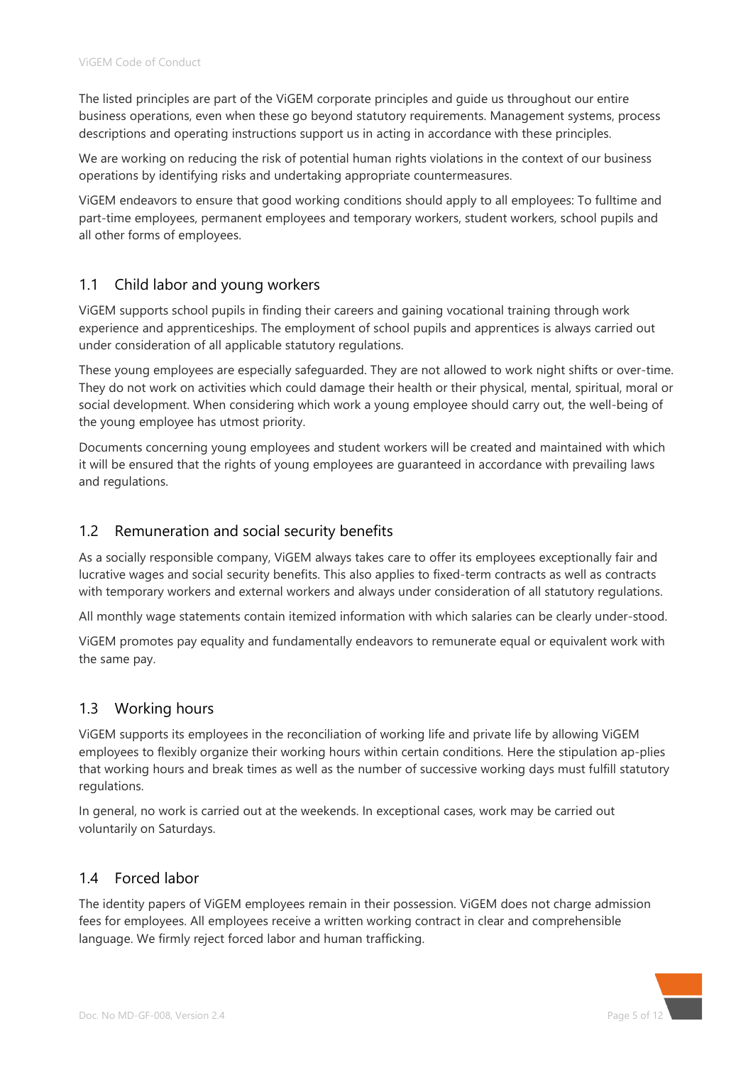The listed principles are part of the ViGEM corporate principles and guide us throughout our entire business operations, even when these go beyond statutory requirements. Management systems, process descriptions and operating instructions support us in acting in accordance with these principles.

We are working on reducing the risk of potential human rights violations in the context of our business operations by identifying risks and undertaking appropriate countermeasures.

ViGEM endeavors to ensure that good working conditions should apply to all employees: To fulltime and part-time employees, permanent employees and temporary workers, student workers, school pupils and all other forms of employees.

## 1.1 Child labor and young workers

ViGEM supports school pupils in finding their careers and gaining vocational training through work experience and apprenticeships. The employment of school pupils and apprentices is always carried out under consideration of all applicable statutory regulations.

These young employees are especially safeguarded. They are not allowed to work night shifts or over-time. They do not work on activities which could damage their health or their physical, mental, spiritual, moral or social development. When considering which work a young employee should carry out, the well-being of the young employee has utmost priority.

Documents concerning young employees and student workers will be created and maintained with which it will be ensured that the rights of young employees are guaranteed in accordance with prevailing laws and regulations.

## 1.2 Remuneration and social security benefits

As a socially responsible company, ViGEM always takes care to offer its employees exceptionally fair and lucrative wages and social security benefits. This also applies to fixed-term contracts as well as contracts with temporary workers and external workers and always under consideration of all statutory regulations.

All monthly wage statements contain itemized information with which salaries can be clearly under-stood.

ViGEM promotes pay equality and fundamentally endeavors to remunerate equal or equivalent work with the same pay.

## 1.3 Working hours

ViGEM supports its employees in the reconciliation of working life and private life by allowing ViGEM employees to flexibly organize their working hours within certain conditions. Here the stipulation ap-plies that working hours and break times as well as the number of successive working days must fulfill statutory regulations.

In general, no work is carried out at the weekends. In exceptional cases, work may be carried out voluntarily on Saturdays.

## 1.4 Forced labor

The identity papers of ViGEM employees remain in their possession. ViGEM does not charge admission fees for employees. All employees receive a written working contract in clear and comprehensible language. We firmly reject forced labor and human trafficking.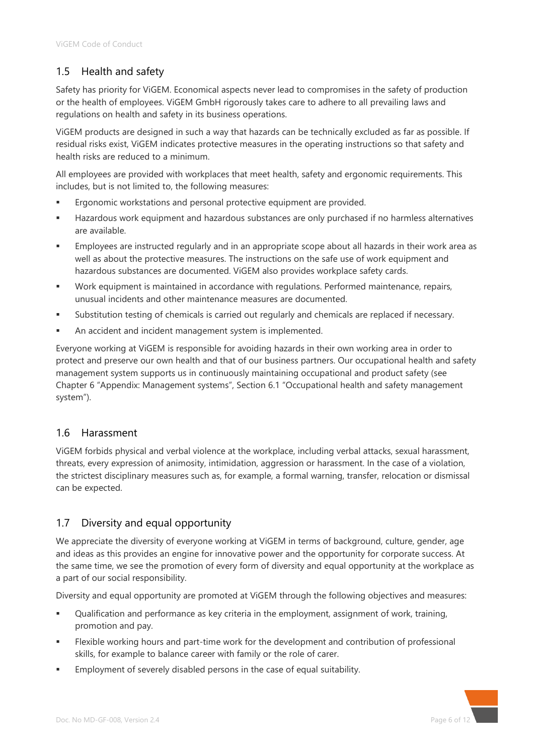## 1.5 Health and safety

Safety has priority for ViGEM. Economical aspects never lead to compromises in the safety of production or the health of employees. ViGEM GmbH rigorously takes care to adhere to all prevailing laws and regulations on health and safety in its business operations.

ViGEM products are designed in such a way that hazards can be technically excluded as far as possible. If residual risks exist, ViGEM indicates protective measures in the operating instructions so that safety and health risks are reduced to a minimum.

All employees are provided with workplaces that meet health, safety and ergonomic requirements. This includes, but is not limited to, the following measures:

- Ergonomic workstations and personal protective equipment are provided.
- Hazardous work equipment and hazardous substances are only purchased if no harmless alternatives are available.
- Employees are instructed regularly and in an appropriate scope about all hazards in their work area as well as about the protective measures. The instructions on the safe use of work equipment and hazardous substances are documented. ViGEM also provides workplace safety cards.
- Work equipment is maintained in accordance with regulations. Performed maintenance, repairs, unusual incidents and other maintenance measures are documented.
- Substitution testing of chemicals is carried out regularly and chemicals are replaced if necessary.
- An accident and incident management system is implemented.

Everyone working at ViGEM is responsible for avoiding hazards in their own working area in order to protect and preserve our own health and that of our business partners. Our occupational health and safety management system supports us in continuously maintaining occupational and product safety (see Chapter 6 "Appendix: Management systems", Section 6.1 "Occupational health and safety management system").

## 1.6 Harassment

ViGEM forbids physical and verbal violence at the workplace, including verbal attacks, sexual harassment, threats, every expression of animosity, intimidation, aggression or harassment. In the case of a violation, the strictest disciplinary measures such as, for example, a formal warning, transfer, relocation or dismissal can be expected.

## 1.7 Diversity and equal opportunity

We appreciate the diversity of everyone working at ViGEM in terms of background, culture, gender, age and ideas as this provides an engine for innovative power and the opportunity for corporate success. At the same time, we see the promotion of every form of diversity and equal opportunity at the workplace as a part of our social responsibility.

Diversity and equal opportunity are promoted at ViGEM through the following objectives and measures:

- Qualification and performance as key criteria in the employment, assignment of work, training, promotion and pay.
- Flexible working hours and part-time work for the development and contribution of professional skills, for example to balance career with family or the role of carer.
- Employment of severely disabled persons in the case of equal suitability.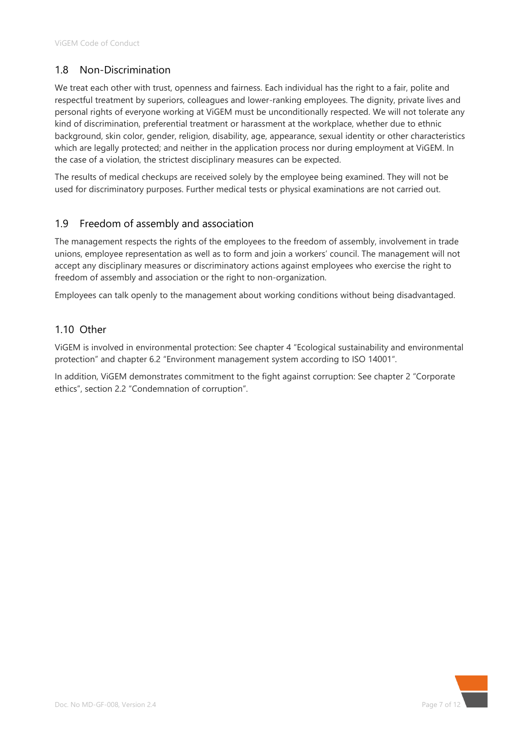## 1.8 Non-Discrimination

We treat each other with trust, openness and fairness. Each individual has the right to a fair, polite and respectful treatment by superiors, colleagues and lower-ranking employees. The dignity, private lives and personal rights of everyone working at ViGEM must be unconditionally respected. We will not tolerate any kind of discrimination, preferential treatment or harassment at the workplace, whether due to ethnic background, skin color, gender, religion, disability, age, appearance, sexual identity or other characteristics which are legally protected; and neither in the application process nor during employment at ViGEM. In the case of a violation, the strictest disciplinary measures can be expected.

The results of medical checkups are received solely by the employee being examined. They will not be used for discriminatory purposes. Further medical tests or physical examinations are not carried out.

## 1.9 Freedom of assembly and association

The management respects the rights of the employees to the freedom of assembly, involvement in trade unions, employee representation as well as to form and join a workers' council. The management will not accept any disciplinary measures or discriminatory actions against employees who exercise the right to freedom of assembly and association or the right to non-organization.

Employees can talk openly to the management about working conditions without being disadvantaged.

## 1.10 Other

ViGEM is involved in environmental protection: See chapter 4 "Ecological sustainability and environmental protection" and chapter 6.2 "Environment management system according to ISO 14001".

In addition, ViGEM demonstrates commitment to the fight against corruption: See chapter 2 "Corporate ethics", section 2.2 "Condemnation of corruption".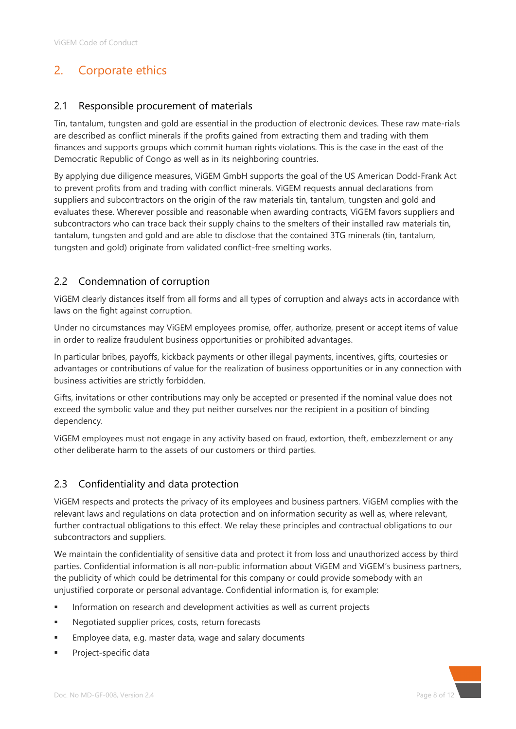# 2. Corporate ethics

## 2.1 Responsible procurement of materials

Tin, tantalum, tungsten and gold are essential in the production of electronic devices. These raw mate-rials are described as conflict minerals if the profits gained from extracting them and trading with them finances and supports groups which commit human rights violations. This is the case in the east of the Democratic Republic of Congo as well as in its neighboring countries.

By applying due diligence measures, ViGEM GmbH supports the goal of the US American Dodd-Frank Act to prevent profits from and trading with conflict minerals. ViGEM requests annual declarations from suppliers and subcontractors on the origin of the raw materials tin, tantalum, tungsten and gold and evaluates these. Wherever possible and reasonable when awarding contracts, ViGEM favors suppliers and subcontractors who can trace back their supply chains to the smelters of their installed raw materials tin, tantalum, tungsten and gold and are able to disclose that the contained 3TG minerals (tin, tantalum, tungsten and gold) originate from validated conflict-free smelting works.

## 2.2 Condemnation of corruption

ViGEM clearly distances itself from all forms and all types of corruption and always acts in accordance with laws on the fight against corruption.

Under no circumstances may ViGEM employees promise, offer, authorize, present or accept items of value in order to realize fraudulent business opportunities or prohibited advantages.

In particular bribes, payoffs, kickback payments or other illegal payments, incentives, gifts, courtesies or advantages or contributions of value for the realization of business opportunities or in any connection with business activities are strictly forbidden.

Gifts, invitations or other contributions may only be accepted or presented if the nominal value does not exceed the symbolic value and they put neither ourselves nor the recipient in a position of binding dependency.

ViGEM employees must not engage in any activity based on fraud, extortion, theft, embezzlement or any other deliberate harm to the assets of our customers or third parties.

## 2.3 Confidentiality and data protection

ViGEM respects and protects the privacy of its employees and business partners. ViGEM complies with the relevant laws and regulations on data protection and on information security as well as, where relevant, further contractual obligations to this effect. We relay these principles and contractual obligations to our subcontractors and suppliers.

We maintain the confidentiality of sensitive data and protect it from loss and unauthorized access by third parties. Confidential information is all non-public information about ViGEM and ViGEM's business partners, the publicity of which could be detrimental for this company or could provide somebody with an unjustified corporate or personal advantage. Confidential information is, for example:

- Information on research and development activities as well as current projects
- Negotiated supplier prices, costs, return forecasts
- Employee data, e.g. master data, wage and salary documents
- Project-specific data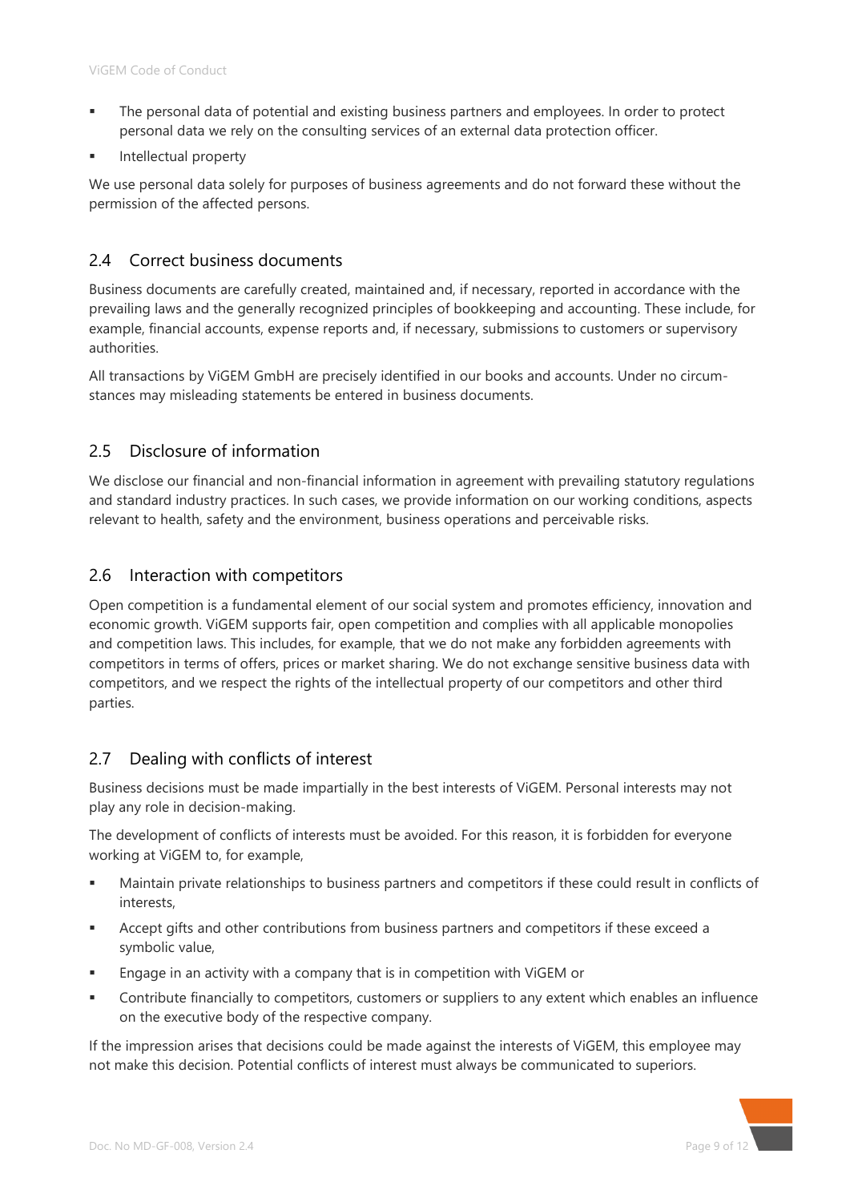- The personal data of potential and existing business partners and employees. In order to protect personal data we rely on the consulting services of an external data protection officer.
- Intellectual property

We use personal data solely for purposes of business agreements and do not forward these without the permission of the affected persons.

## 2.4 Correct business documents

Business documents are carefully created, maintained and, if necessary, reported in accordance with the prevailing laws and the generally recognized principles of bookkeeping and accounting. These include, for example, financial accounts, expense reports and, if necessary, submissions to customers or supervisory authorities.

All transactions by ViGEM GmbH are precisely identified in our books and accounts. Under no circumstances may misleading statements be entered in business documents.

## 2.5 Disclosure of information

We disclose our financial and non-financial information in agreement with prevailing statutory regulations and standard industry practices. In such cases, we provide information on our working conditions, aspects relevant to health, safety and the environment, business operations and perceivable risks.

## 2.6 Interaction with competitors

Open competition is a fundamental element of our social system and promotes efficiency, innovation and economic growth. ViGEM supports fair, open competition and complies with all applicable monopolies and competition laws. This includes, for example, that we do not make any forbidden agreements with competitors in terms of offers, prices or market sharing. We do not exchange sensitive business data with competitors, and we respect the rights of the intellectual property of our competitors and other third parties.

## 2.7 Dealing with conflicts of interest

Business decisions must be made impartially in the best interests of ViGEM. Personal interests may not play any role in decision-making.

The development of conflicts of interests must be avoided. For this reason, it is forbidden for everyone working at ViGEM to, for example,

- Maintain private relationships to business partners and competitors if these could result in conflicts of interests,
- Accept gifts and other contributions from business partners and competitors if these exceed a symbolic value,
- Engage in an activity with a company that is in competition with ViGEM or
- Contribute financially to competitors, customers or suppliers to any extent which enables an influence on the executive body of the respective company.

If the impression arises that decisions could be made against the interests of ViGEM, this employee may not make this decision. Potential conflicts of interest must always be communicated to superiors.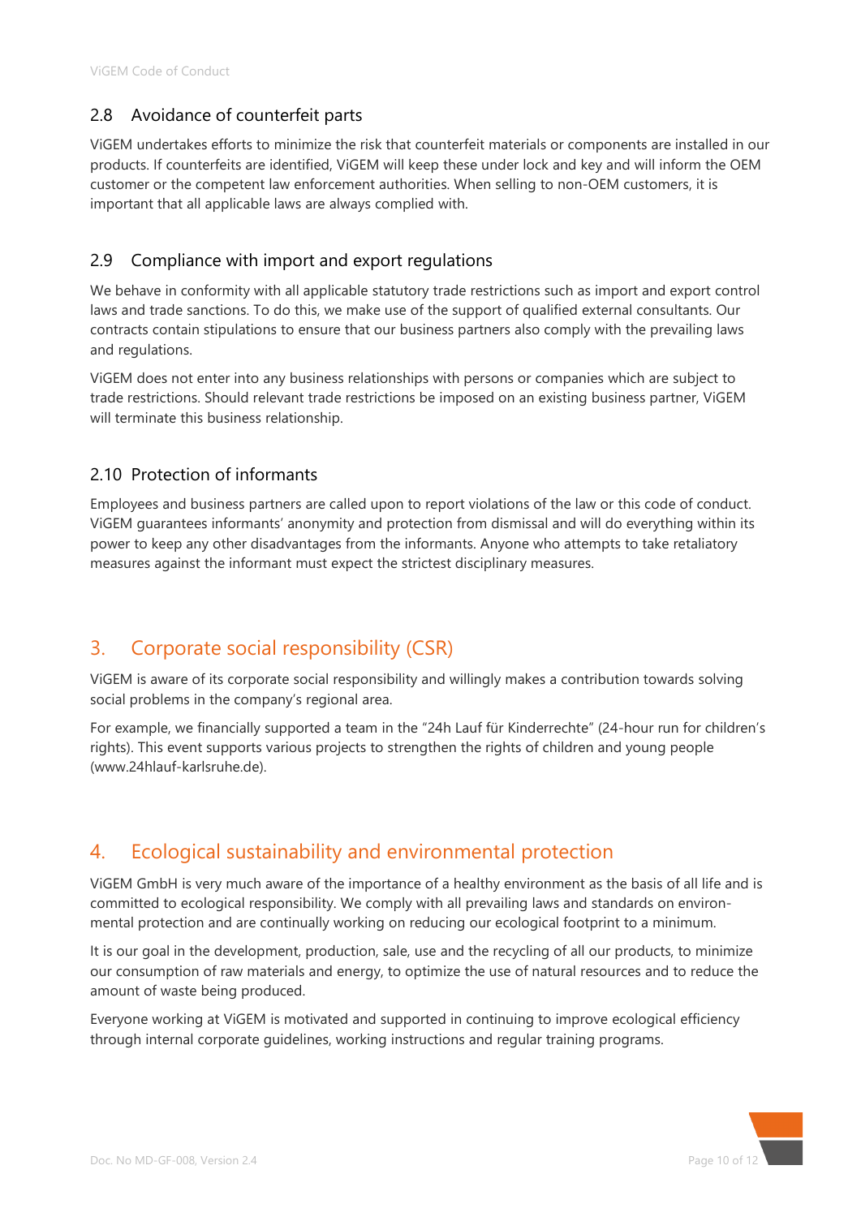### 2.8 Avoidance of counterfeit parts

ViGEM undertakes efforts to minimize the risk that counterfeit materials or components are installed in our products. If counterfeits are identified, ViGEM will keep these under lock and key and will inform the OEM customer or the competent law enforcement authorities. When selling to non-OEM customers, it is important that all applicable laws are always complied with.

### 2.9 Compliance with import and export regulations

We behave in conformity with all applicable statutory trade restrictions such as import and export control laws and trade sanctions. To do this, we make use of the support of qualified external consultants. Our contracts contain stipulations to ensure that our business partners also comply with the prevailing laws and regulations.

ViGEM does not enter into any business relationships with persons or companies which are subject to trade restrictions. Should relevant trade restrictions be imposed on an existing business partner, ViGEM will terminate this business relationship.

### 2.10 Protection of informants

Employees and business partners are called upon to report violations of the law or this code of conduct. ViGEM guarantees informants' anonymity and protection from dismissal and will do everything within its power to keep any other disadvantages from the informants. Anyone who attempts to take retaliatory measures against the informant must expect the strictest disciplinary measures.

## 3. Corporate social responsibility (CSR)

ViGEM is aware of its corporate social responsibility and willingly makes a contribution towards solving social problems in the company's regional area.

For example, we financially supported a team in the "24h Lauf für Kinderrechte" (24-hour run for children's rights). This event supports various projects to strengthen the rights of children and young people (www.24hlauf-karlsruhe.de).

## 4. Ecological sustainability and environmental protection

ViGEM GmbH is very much aware of the importance of a healthy environment as the basis of all life and is committed to ecological responsibility. We comply with all prevailing laws and standards on environmental protection and are continually working on reducing our ecological footprint to a minimum.

It is our goal in the development, production, sale, use and the recycling of all our products, to minimize our consumption of raw materials and energy, to optimize the use of natural resources and to reduce the amount of waste being produced.

Everyone working at ViGEM is motivated and supported in continuing to improve ecological efficiency through internal corporate guidelines, working instructions and regular training programs.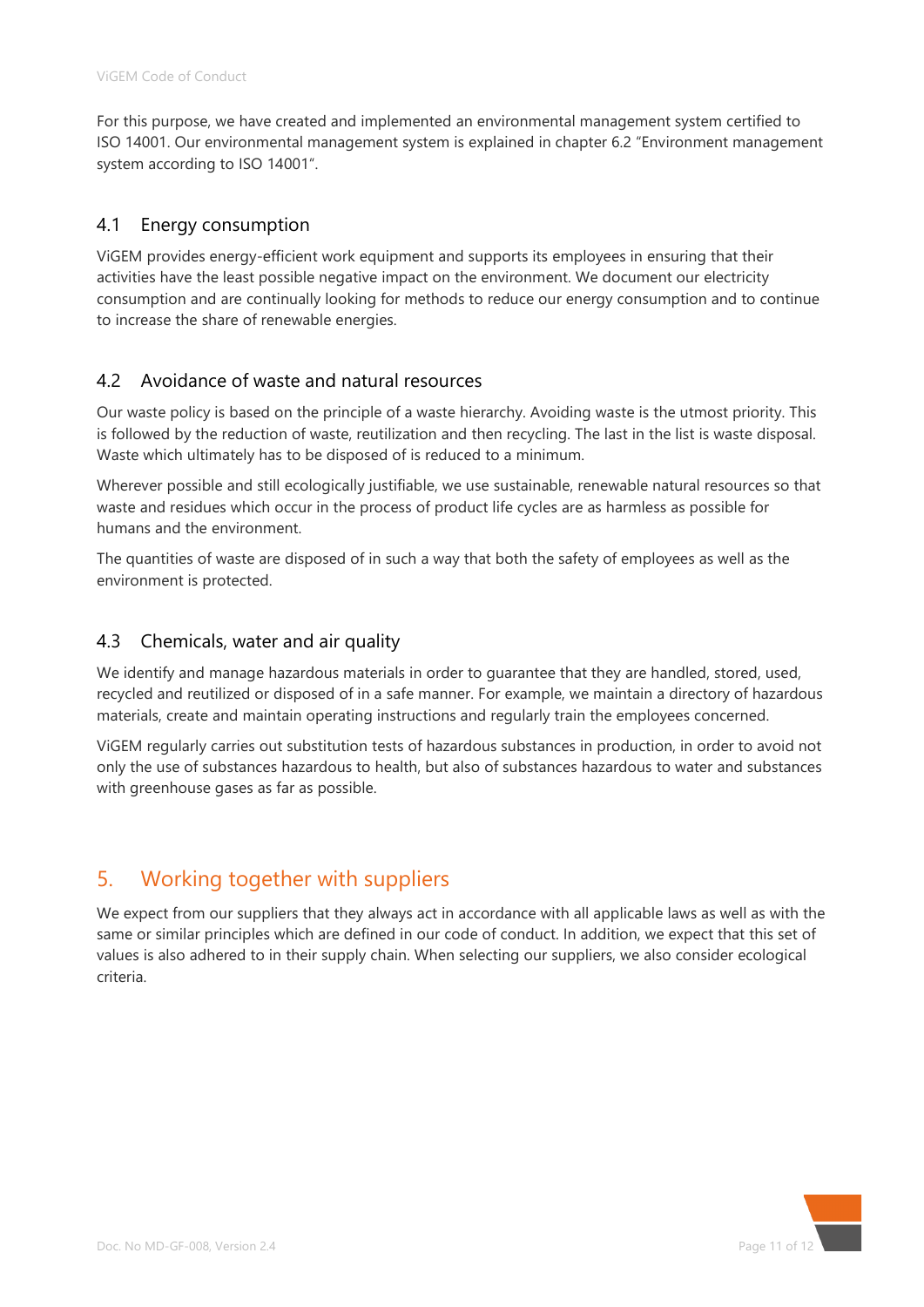For this purpose, we have created and implemented an environmental management system certified to ISO 14001. Our environmental management system is explained in chapter 6.2 "Environment management system according to ISO 14001".

## 4.1 Energy consumption

ViGEM provides energy-efficient work equipment and supports its employees in ensuring that their activities have the least possible negative impact on the environment. We document our electricity consumption and are continually looking for methods to reduce our energy consumption and to continue to increase the share of renewable energies.

## 4.2 Avoidance of waste and natural resources

Our waste policy is based on the principle of a waste hierarchy. Avoiding waste is the utmost priority. This is followed by the reduction of waste, reutilization and then recycling. The last in the list is waste disposal. Waste which ultimately has to be disposed of is reduced to a minimum.

Wherever possible and still ecologically justifiable, we use sustainable, renewable natural resources so that waste and residues which occur in the process of product life cycles are as harmless as possible for humans and the environment.

The quantities of waste are disposed of in such a way that both the safety of employees as well as the environment is protected.

## 4.3 Chemicals, water and air quality

We identify and manage hazardous materials in order to guarantee that they are handled, stored, used, recycled and reutilized or disposed of in a safe manner. For example, we maintain a directory of hazardous materials, create and maintain operating instructions and regularly train the employees concerned.

ViGEM regularly carries out substitution tests of hazardous substances in production, in order to avoid not only the use of substances hazardous to health, but also of substances hazardous to water and substances with greenhouse gases as far as possible.

# 5. Working together with suppliers

We expect from our suppliers that they always act in accordance with all applicable laws as well as with the same or similar principles which are defined in our code of conduct. In addition, we expect that this set of values is also adhered to in their supply chain. When selecting our suppliers, we also consider ecological criteria.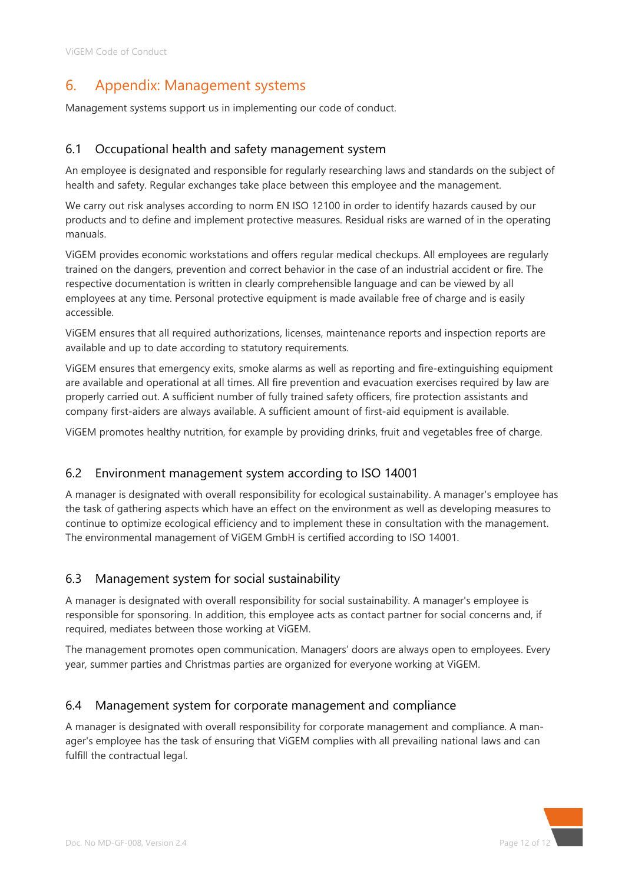# 6. Appendix: Management systems

Management systems support us in implementing our code of conduct.

## 6.1 Occupational health and safety management system

An employee is designated and responsible for regularly researching laws and standards on the subject of health and safety. Regular exchanges take place between this employee and the management.

We carry out risk analyses according to norm EN ISO 12100 in order to identify hazards caused by our products and to define and implement protective measures. Residual risks are warned of in the operating manuals.

ViGEM provides economic workstations and offers regular medical checkups. All employees are regularly trained on the dangers, prevention and correct behavior in the case of an industrial accident or fire. The respective documentation is written in clearly comprehensible language and can be viewed by all employees at any time. Personal protective equipment is made available free of charge and is easily accessible.

ViGEM ensures that all required authorizations, licenses, maintenance reports and inspection reports are available and up to date according to statutory requirements.

ViGEM ensures that emergency exits, smoke alarms as well as reporting and fire-extinguishing equipment are available and operational at all times. All fire prevention and evacuation exercises required by law are properly carried out. A sufficient number of fully trained safety officers, fire protection assistants and company first-aiders are always available. A sufficient amount of first-aid equipment is available.

ViGEM promotes healthy nutrition, for example by providing drinks, fruit and vegetables free of charge.

## 6.2 Environment management system according to ISO 14001

A manager is designated with overall responsibility for ecological sustainability. A manager's employee has the task of gathering aspects which have an effect on the environment as well as developing measures to continue to optimize ecological efficiency and to implement these in consultation with the management. The environmental management of ViGEM GmbH is certified according to ISO 14001.

## 6.3 Management system for social sustainability

A manager is designated with overall responsibility for social sustainability. A manager's employee is responsible for sponsoring. In addition, this employee acts as contact partner for social concerns and, if required, mediates between those working at ViGEM.

The management promotes open communication. Managers' doors are always open to employees. Every year, summer parties and Christmas parties are organized for everyone working at ViGEM.

## 6.4 Management system for corporate management and compliance

A manager is designated with overall responsibility for corporate management and compliance. A manager's employee has the task of ensuring that ViGEM complies with all prevailing national laws and can fulfill the contractual legal.